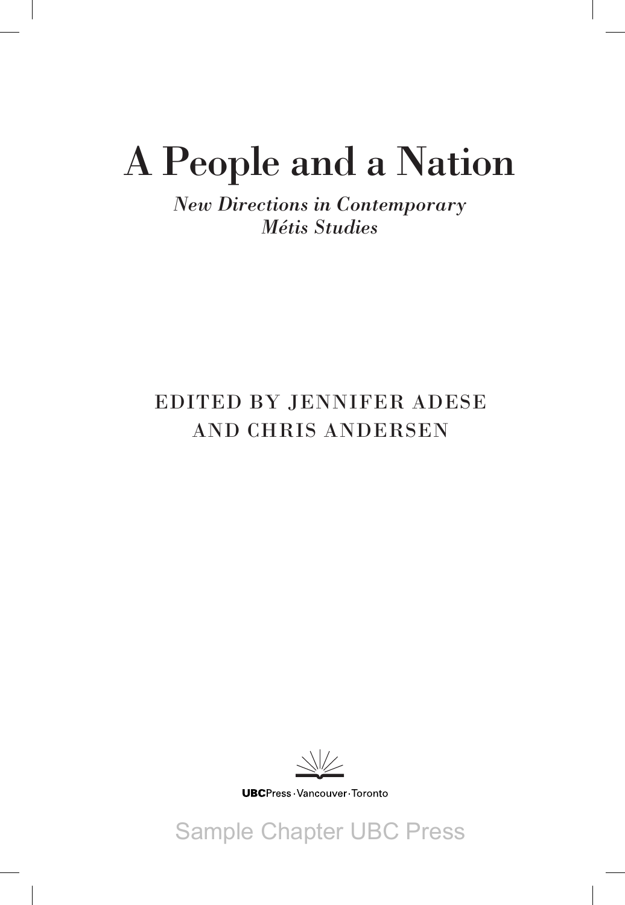# A People and a Nation

*New Directions in Contemporary Métis Studies*

EDITED BY JENNIFER ADESE AND CHRIS ANDERSEN

UBCPress · Vancouver · Toronto

Sample Chapter UBC Press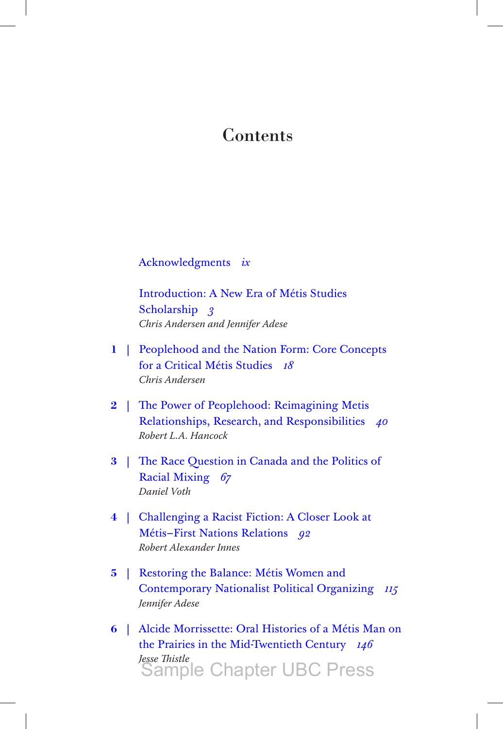# Contents

Acknowledgments *ix*

Introduction: A New Era of Métis Studies Scholarship *3*
*Chris Andersen and Jennifer Adese*

**1** | Peoplehood and the Nation Form: Core Concepts for a Critical Métis Studies *18*
*Chris Andersen*

**2** | The Power of Peoplehood: Reimagining Metis Relationships, Research, and Responsibilities *40*
*Robert L.A. Hancock*

**3** | The Race Question in Canada and the Politics of Racial Mixing *67*
*Daniel Voth*

**4** | Challenging a Racist Fiction: A Closer Look at Métis–First Nations Relations *92*
*Robert Alexander Innes*

**5** | Restoring the Balance: Métis Women and Contemporary Nationalist Political Organizing *115*
*Jennifer Adese*

**6** | Alcide Morrissette: Oral Histories of a Métis Man on the Prairies in the Mid-Twentieth Century *146*
*Jesse Thistle*

Sample Chapter UBC Press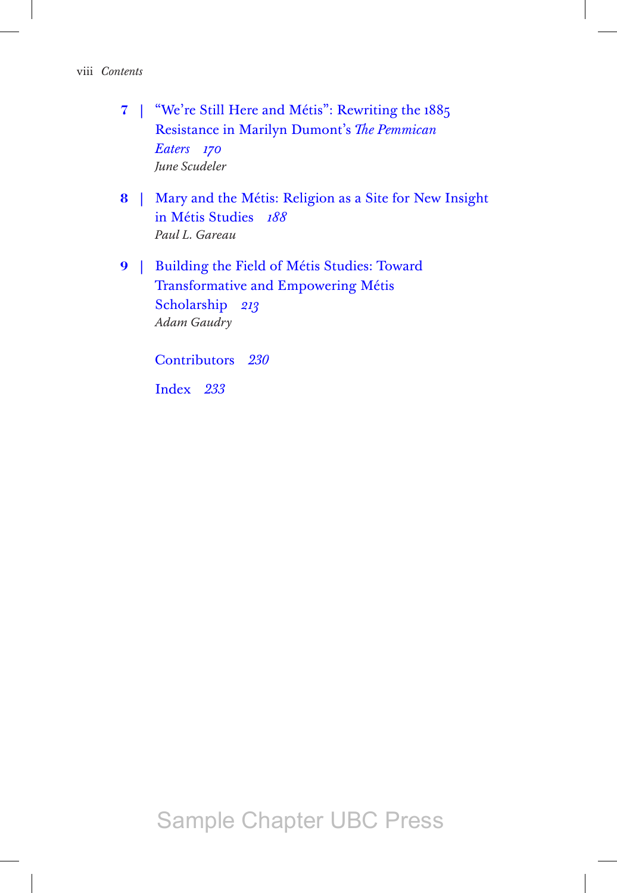**7** | "We're Still Here and Métis": Rewriting the 1885 Resistance in Marilyn Dumont's *The Pemmican Eaters* *170*
*June Scudeler*

**8** | Mary and the Métis: Religion as a Site for New Insight in Métis Studies *188*
*Paul L. Gareau*

**9** | Building the Field of Métis Studies: Toward Transformative and Empowering Métis Scholarship *213*
*Adam Gaudry*

Contributors *230*

Index *233*

Sample Chapter UBC Press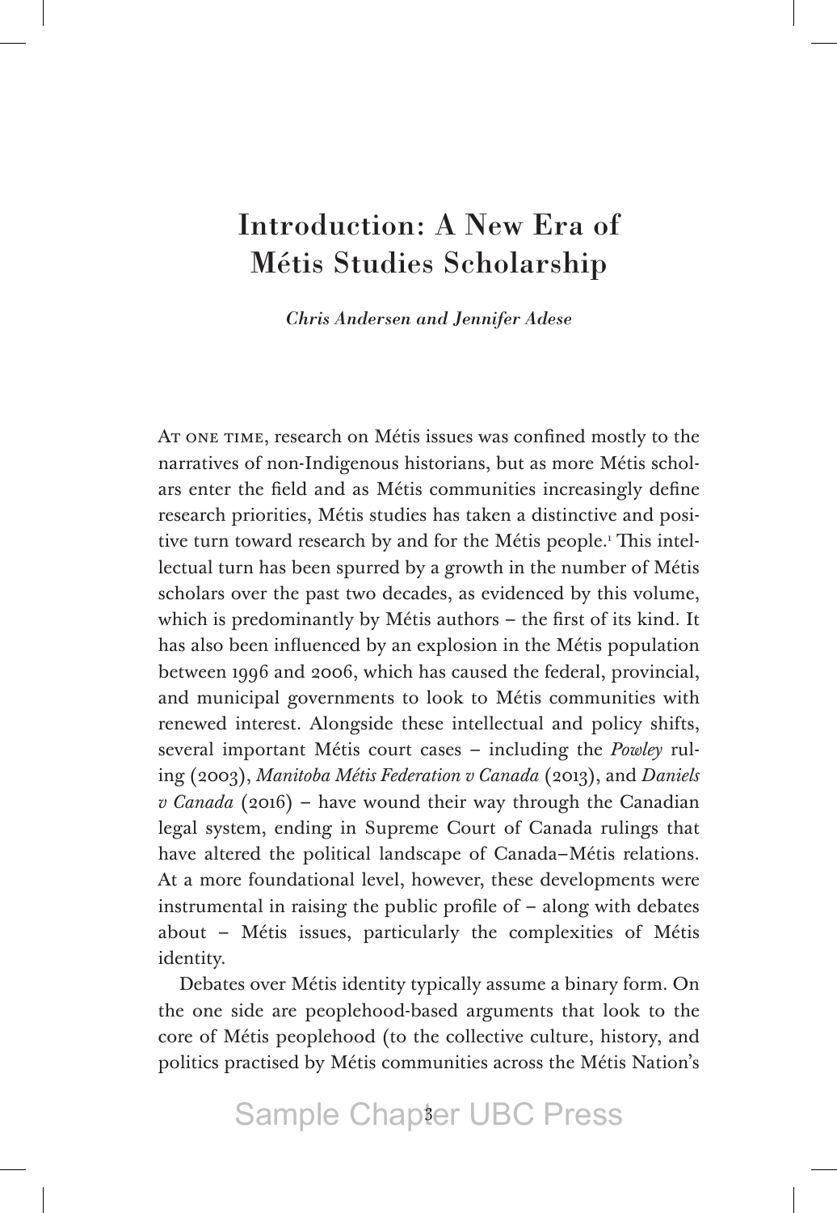# Introduction: A New Era of Métis Studies Scholarship

*Chris Andersen and Jennifer Adese*

At one time, research on Métis issues was confined mostly to the narratives of non-Indigenous historians, but as more Métis scholars enter the field and as Métis communities increasingly define research priorities, Métis studies has taken a distinctive and positive turn toward research by and for the Métis people.[1] This intellectual turn has been spurred by a growth in the number of Métis scholars over the past two decades, as evidenced by this volume, which is predominantly by Métis authors – the first of its kind. It has also been influenced by an explosion in the Métis population between 1996 and 2006, which has caused the federal, provincial, and municipal governments to look to Métis communities with renewed interest. Alongside these intellectual and policy shifts, several important Métis court cases – including the *Powley* ruling (2003), *Manitoba Métis Federation v Canada* (2013), and *Daniels v Canada* (2016) – have wound their way through the Canadian legal system, ending in Supreme Court of Canada rulings that have altered the political landscape of Canada–Métis relations. At a more foundational level, however, these developments were instrumental in raising the public profile of – along with debates about – Métis issues, particularly the complexities of Métis identity.

Debates over Métis identity typically assume a binary form. On the one side are peoplehood-based arguments that look to the core of Métis peoplehood (to the collective culture, history, and politics practised by Métis communities across the Métis Nation's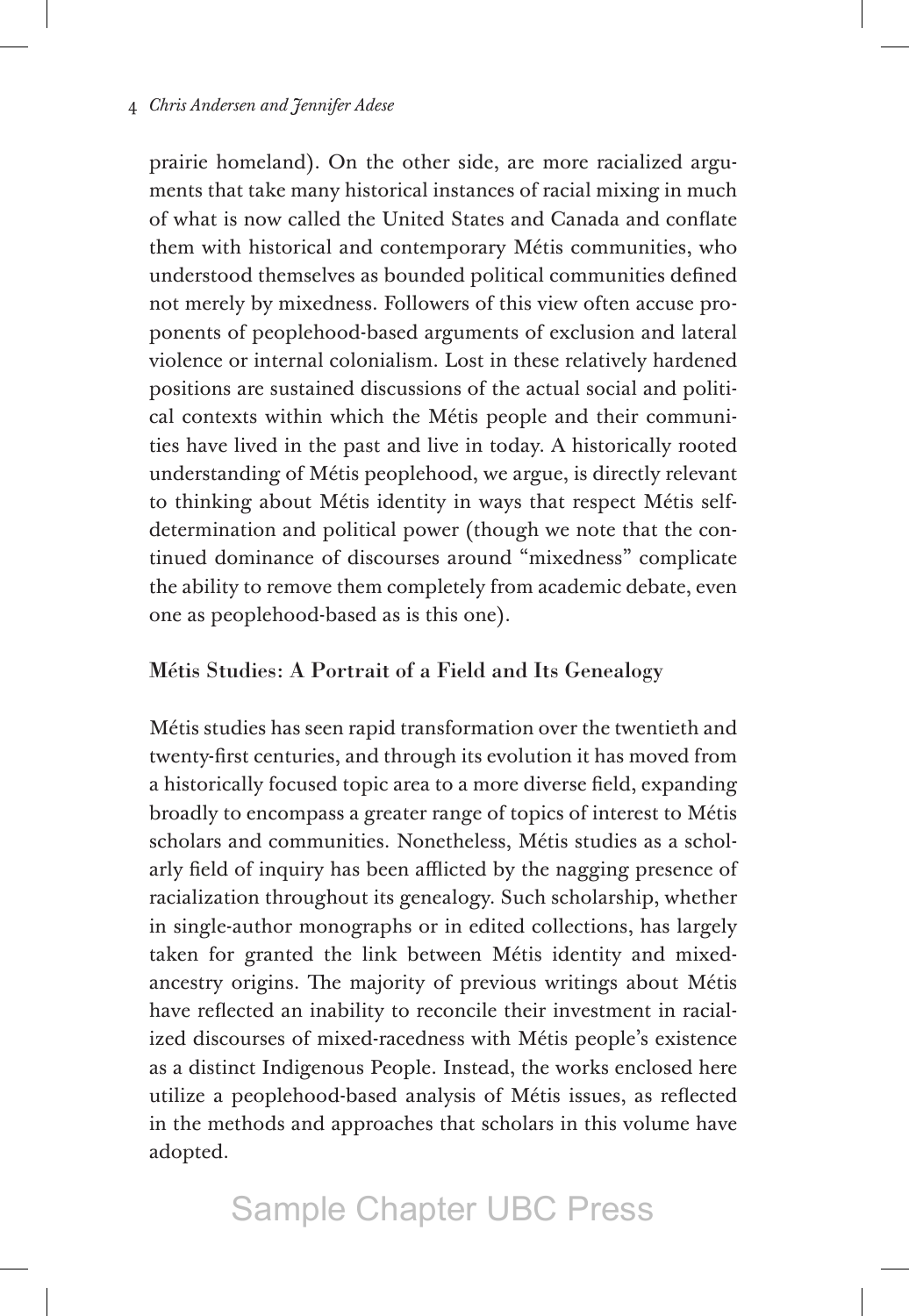prairie homeland). On the other side, are more racialized arguments that take many historical instances of racial mixing in much of what is now called the United States and Canada and conflate them with historical and contemporary Métis communities, who understood themselves as bounded political communities defined not merely by mixedness. Followers of this view often accuse proponents of peoplehood-based arguments of exclusion and lateral violence or internal colonialism. Lost in these relatively hardened positions are sustained discussions of the actual social and political contexts within which the Métis people and their communities have lived in the past and live in today. A historically rooted understanding of Métis peoplehood, we argue, is directly relevant to thinking about Métis identity in ways that respect Métis self-determination and political power (though we note that the continued dominance of discourses around "mixedness" complicate the ability to remove them completely from academic debate, even one as peoplehood-based as is this one).

## Métis Studies: A Portrait of a Field and Its Genealogy

Métis studies has seen rapid transformation over the twentieth and twenty-first centuries, and through its evolution it has moved from a historically focused topic area to a more diverse field, expanding broadly to encompass a greater range of topics of interest to Métis scholars and communities. Nonetheless, Métis studies as a scholarly field of inquiry has been afflicted by the nagging presence of racialization throughout its genealogy. Such scholarship, whether in single-author monographs or in edited collections, has largely taken for granted the link between Métis identity and mixed-ancestry origins. The majority of previous writings about Métis have reflected an inability to reconcile their investment in racialized discourses of mixed-racedness with Métis people's existence as a distinct Indigenous People. Instead, the works enclosed here utilize a peoplehood-based analysis of Métis issues, as reflected in the methods and approaches that scholars in this volume have adopted.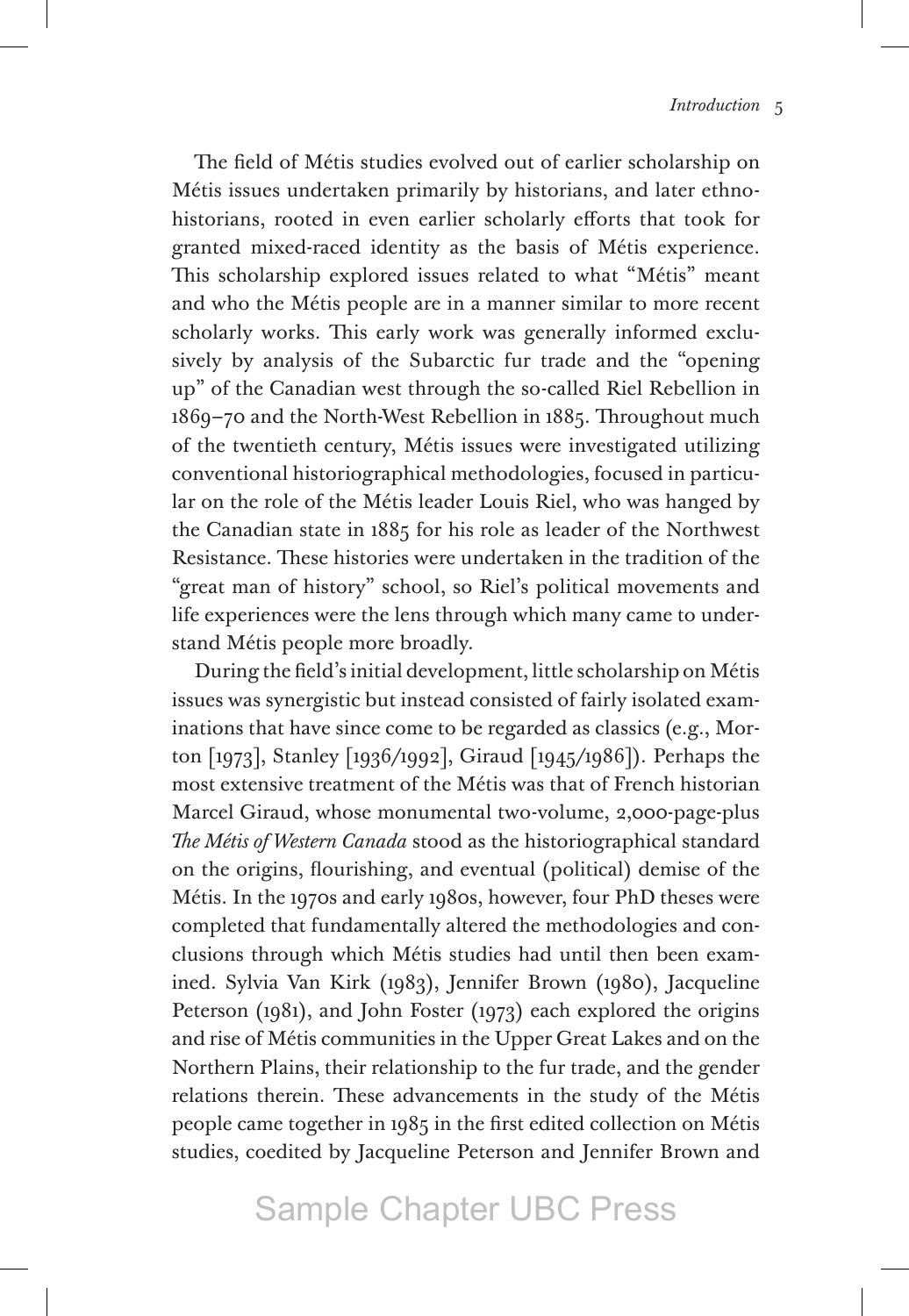The field of Métis studies evolved out of earlier scholarship on Métis issues undertaken primarily by historians, and later ethnohistorians, rooted in even earlier scholarly efforts that took for granted mixed-raced identity as the basis of Métis experience. This scholarship explored issues related to what "Métis" meant and who the Métis people are in a manner similar to more recent scholarly works. This early work was generally informed exclusively by analysis of the Subarctic fur trade and the "opening up" of the Canadian west through the so-called Riel Rebellion in 1869–70 and the North-West Rebellion in 1885. Throughout much of the twentieth century, Métis issues were investigated utilizing conventional historiographical methodologies, focused in particular on the role of the Métis leader Louis Riel, who was hanged by the Canadian state in 1885 for his role as leader of the Northwest Resistance. These histories were undertaken in the tradition of the "great man of history" school, so Riel's political movements and life experiences were the lens through which many came to understand Métis people more broadly.

During the field's initial development, little scholarship on Métis issues was synergistic but instead consisted of fairly isolated examinations that have since come to be regarded as classics (e.g., Morton [1973], Stanley [1936/1992], Giraud [1945/1986]). Perhaps the most extensive treatment of the Métis was that of French historian Marcel Giraud, whose monumental two-volume, 2,000-page-plus *The Métis of Western Canada* stood as the historiographical standard on the origins, flourishing, and eventual (political) demise of the Métis. In the 1970s and early 1980s, however, four PhD theses were completed that fundamentally altered the methodologies and conclusions through which Métis studies had until then been examined. Sylvia Van Kirk (1983), Jennifer Brown (1980), Jacqueline Peterson (1981), and John Foster (1973) each explored the origins and rise of Métis communities in the Upper Great Lakes and on the Northern Plains, their relationship to the fur trade, and the gender relations therein. These advancements in the study of the Métis people came together in 1985 in the first edited collection on Métis studies, coedited by Jacqueline Peterson and Jennifer Brown and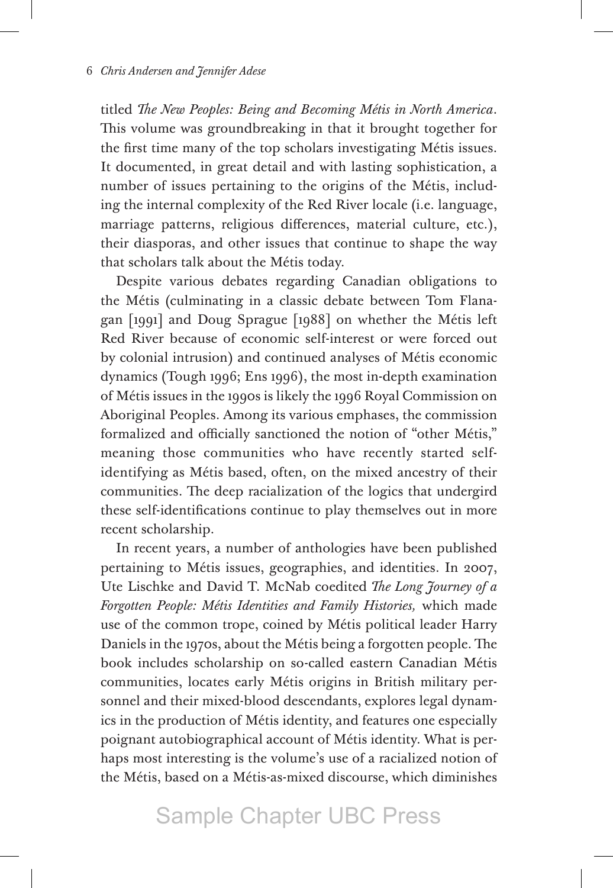titled *The New Peoples: Being and Becoming Métis in North America*. This volume was groundbreaking in that it brought together for the first time many of the top scholars investigating Métis issues. It documented, in great detail and with lasting sophistication, a number of issues pertaining to the origins of the Métis, including the internal complexity of the Red River locale (i.e. language, marriage patterns, religious differences, material culture, etc.), their diasporas, and other issues that continue to shape the way that scholars talk about the Métis today.

Despite various debates regarding Canadian obligations to the Métis (culminating in a classic debate between Tom Flanagan [1991] and Doug Sprague [1988] on whether the Métis left Red River because of economic self-interest or were forced out by colonial intrusion) and continued analyses of Métis economic dynamics (Tough 1996; Ens 1996), the most in-depth examination of Métis issues in the 1990s is likely the 1996 Royal Commission on Aboriginal Peoples. Among its various emphases, the commission formalized and officially sanctioned the notion of "other Métis," meaning those communities who have recently started self-identifying as Métis based, often, on the mixed ancestry of their communities. The deep racialization of the logics that undergird these self-identifications continue to play themselves out in more recent scholarship.

In recent years, a number of anthologies have been published pertaining to Métis issues, geographies, and identities. In 2007, Ute Lischke and David T. McNab coedited *The Long Journey of a Forgotten People: Métis Identities and Family Histories,* which made use of the common trope, coined by Métis political leader Harry Daniels in the 1970s, about the Métis being a forgotten people. The book includes scholarship on so-called eastern Canadian Métis communities, locates early Métis origins in British military personnel and their mixed-blood descendants, explores legal dynamics in the production of Métis identity, and features one especially poignant autobiographical account of Métis identity. What is perhaps most interesting is the volume's use of a racialized notion of the Métis, based on a Métis-as-mixed discourse, which diminishes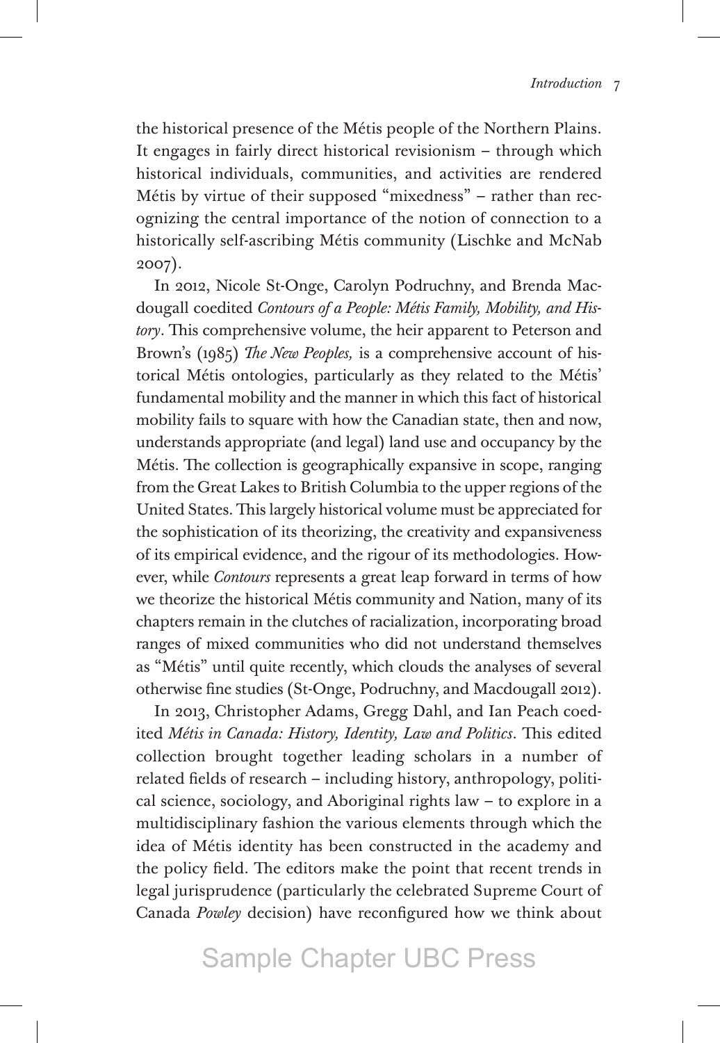the historical presence of the Métis people of the Northern Plains. It engages in fairly direct historical revisionism – through which historical individuals, communities, and activities are rendered Métis by virtue of their supposed "mixedness" – rather than recognizing the central importance of the notion of connection to a historically self-ascribing Métis community (Lischke and McNab 2007).

In 2012, Nicole St-Onge, Carolyn Podruchny, and Brenda Macdougall coedited *Contours of a People: Métis Family, Mobility, and History*. This comprehensive volume, the heir apparent to Peterson and Brown's (1985) *The New Peoples,* is a comprehensive account of historical Métis ontologies, particularly as they related to the Métis' fundamental mobility and the manner in which this fact of historical mobility fails to square with how the Canadian state, then and now, understands appropriate (and legal) land use and occupancy by the Métis. The collection is geographically expansive in scope, ranging from the Great Lakes to British Columbia to the upper regions of the United States. This largely historical volume must be appreciated for the sophistication of its theorizing, the creativity and expansiveness of its empirical evidence, and the rigour of its methodologies. However, while *Contours* represents a great leap forward in terms of how we theorize the historical Métis community and Nation, many of its chapters remain in the clutches of racialization, incorporating broad ranges of mixed communities who did not understand themselves as "Métis" until quite recently, which clouds the analyses of several otherwise fine studies (St-Onge, Podruchny, and Macdougall 2012).

In 2013, Christopher Adams, Gregg Dahl, and Ian Peach coedited *Métis in Canada: History, Identity, Law and Politics*. This edited collection brought together leading scholars in a number of related fields of research – including history, anthropology, political science, sociology, and Aboriginal rights law – to explore in a multidisciplinary fashion the various elements through which the idea of Métis identity has been constructed in the academy and the policy field. The editors make the point that recent trends in legal jurisprudence (particularly the celebrated Supreme Court of Canada *Powley* decision) have reconfigured how we think about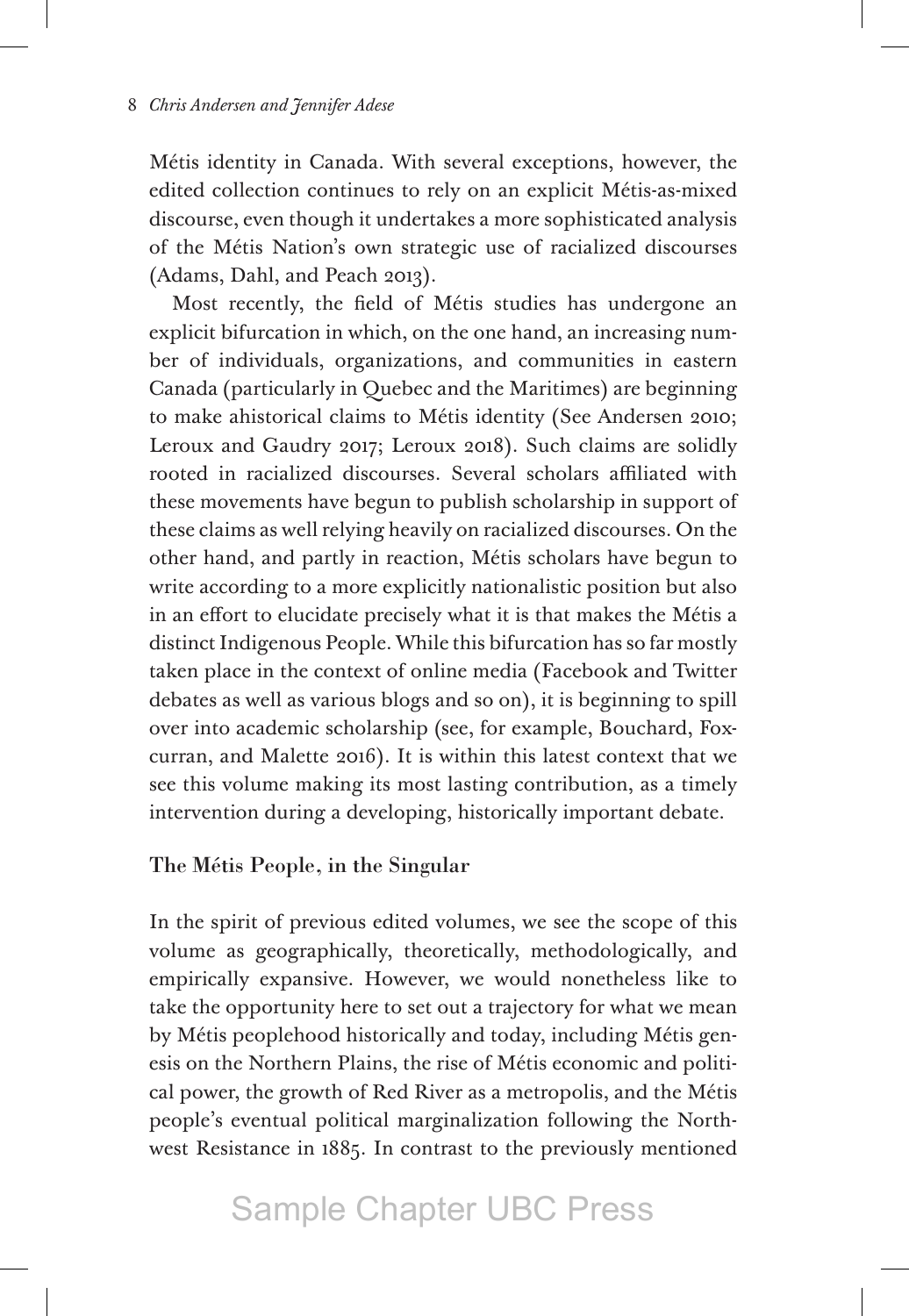Métis identity in Canada. With several exceptions, however, the edited collection continues to rely on an explicit Métis-as-mixed discourse, even though it undertakes a more sophisticated analysis of the Métis Nation's own strategic use of racialized discourses (Adams, Dahl, and Peach 2013).

Most recently, the field of Métis studies has undergone an explicit bifurcation in which, on the one hand, an increasing number of individuals, organizations, and communities in eastern Canada (particularly in Quebec and the Maritimes) are beginning to make ahistorical claims to Métis identity (See Andersen 2010; Leroux and Gaudry 2017; Leroux 2018). Such claims are solidly rooted in racialized discourses. Several scholars affiliated with these movements have begun to publish scholarship in support of these claims as well relying heavily on racialized discourses. On the other hand, and partly in reaction, Métis scholars have begun to write according to a more explicitly nationalistic position but also in an effort to elucidate precisely what it is that makes the Métis a distinct Indigenous People. While this bifurcation has so far mostly taken place in the context of online media (Facebook and Twitter debates as well as various blogs and so on), it is beginning to spill over into academic scholarship (see, for example, Bouchard, Foxcurran, and Malette 2016). It is within this latest context that we see this volume making its most lasting contribution, as a timely intervention during a developing, historically important debate.

## The Métis People, in the Singular

In the spirit of previous edited volumes, we see the scope of this volume as geographically, theoretically, methodologically, and empirically expansive. However, we would nonetheless like to take the opportunity here to set out a trajectory for what we mean by Métis peoplehood historically and today, including Métis genesis on the Northern Plains, the rise of Métis economic and political power, the growth of Red River as a metropolis, and the Métis people's eventual political marginalization following the Northwest Resistance in 1885. In contrast to the previously mentioned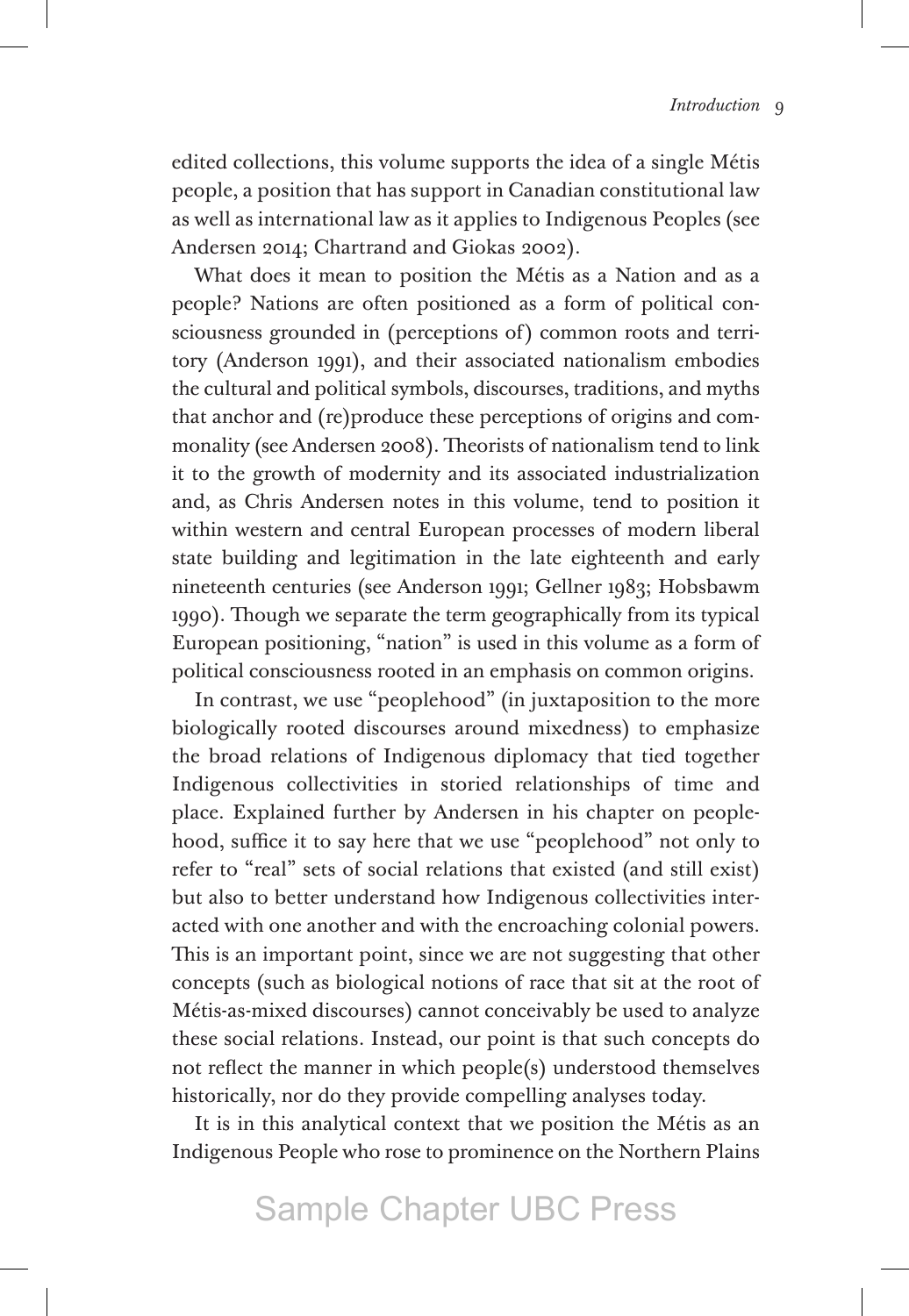edited collections, this volume supports the idea of a single Métis people, a position that has support in Canadian constitutional law as well as international law as it applies to Indigenous Peoples (see Andersen 2014; Chartrand and Giokas 2002).

What does it mean to position the Métis as a Nation and as a people? Nations are often positioned as a form of political consciousness grounded in (perceptions of) common roots and territory (Anderson 1991), and their associated nationalism embodies the cultural and political symbols, discourses, traditions, and myths that anchor and (re)produce these perceptions of origins and commonality (see Andersen 2008). Theorists of nationalism tend to link it to the growth of modernity and its associated industrialization and, as Chris Andersen notes in this volume, tend to position it within western and central European processes of modern liberal state building and legitimation in the late eighteenth and early nineteenth centuries (see Anderson 1991; Gellner 1983; Hobsbawm 1990). Though we separate the term geographically from its typical European positioning, "nation" is used in this volume as a form of political consciousness rooted in an emphasis on common origins.

In contrast, we use "peoplehood" (in juxtaposition to the more biologically rooted discourses around mixedness) to emphasize the broad relations of Indigenous diplomacy that tied together Indigenous collectivities in storied relationships of time and place. Explained further by Andersen in his chapter on peoplehood, suffice it to say here that we use "peoplehood" not only to refer to "real" sets of social relations that existed (and still exist) but also to better understand how Indigenous collectivities interacted with one another and with the encroaching colonial powers. This is an important point, since we are not suggesting that other concepts (such as biological notions of race that sit at the root of Métis-as-mixed discourses) cannot conceivably be used to analyze these social relations. Instead, our point is that such concepts do not reflect the manner in which people(s) understood themselves historically, nor do they provide compelling analyses today.

It is in this analytical context that we position the Métis as an Indigenous People who rose to prominence on the Northern Plains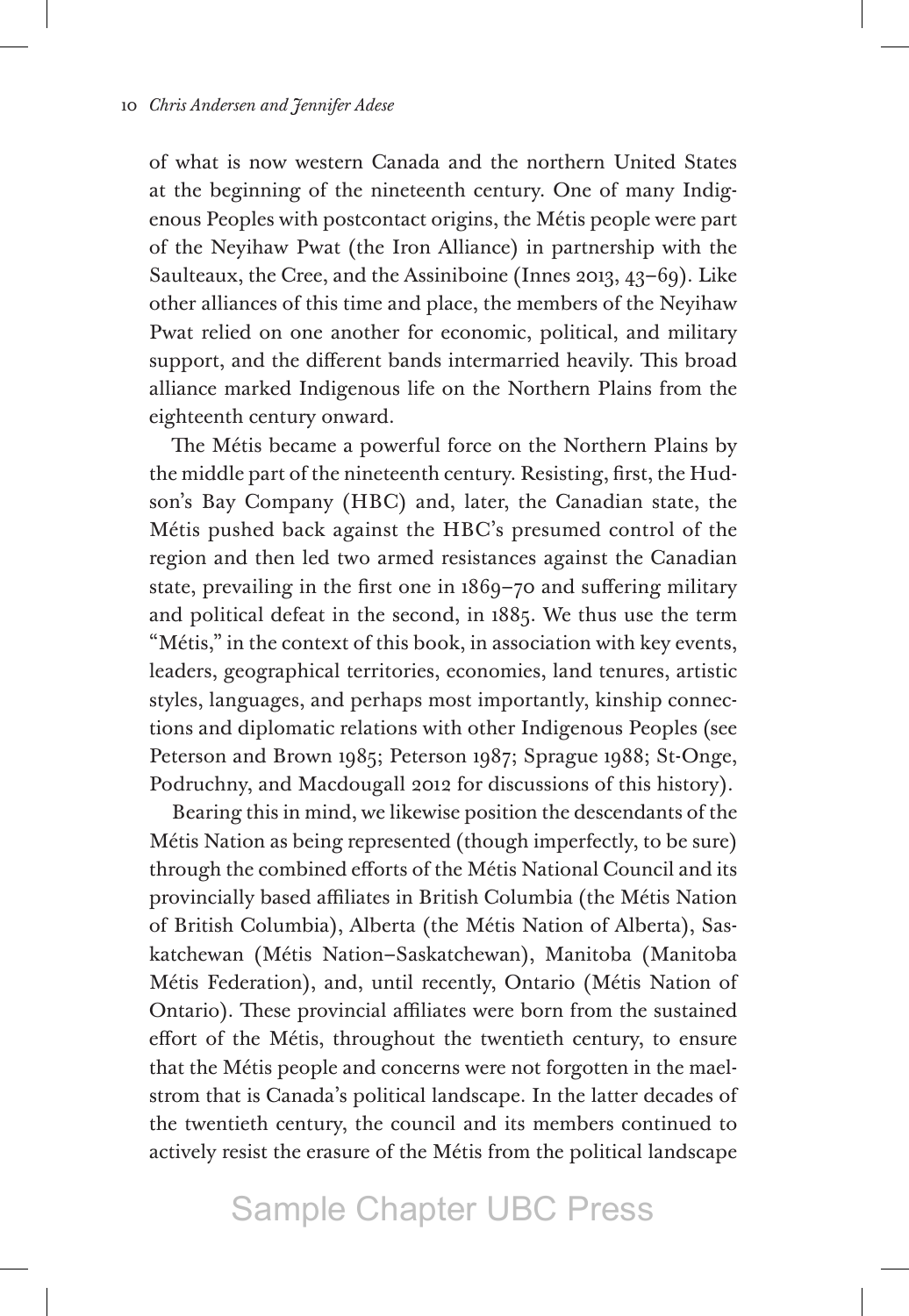of what is now western Canada and the northern United States at the beginning of the nineteenth century. One of many Indigenous Peoples with postcontact origins, the Métis people were part of the Neyihaw Pwat (the Iron Alliance) in partnership with the Saulteaux, the Cree, and the Assiniboine (Innes 2013, 43–69). Like other alliances of this time and place, the members of the Neyihaw Pwat relied on one another for economic, political, and military support, and the different bands intermarried heavily. This broad alliance marked Indigenous life on the Northern Plains from the eighteenth century onward.

The Métis became a powerful force on the Northern Plains by the middle part of the nineteenth century. Resisting, first, the Hudson's Bay Company (HBC) and, later, the Canadian state, the Métis pushed back against the HBC's presumed control of the region and then led two armed resistances against the Canadian state, prevailing in the first one in 1869–70 and suffering military and political defeat in the second, in 1885. We thus use the term "Métis," in the context of this book, in association with key events, leaders, geographical territories, economies, land tenures, artistic styles, languages, and perhaps most importantly, kinship connections and diplomatic relations with other Indigenous Peoples (see Peterson and Brown 1985; Peterson 1987; Sprague 1988; St-Onge, Podruchny, and Macdougall 2012 for discussions of this history).

Bearing this in mind, we likewise position the descendants of the Métis Nation as being represented (though imperfectly, to be sure) through the combined efforts of the Métis National Council and its provincially based affiliates in British Columbia (the Métis Nation of British Columbia), Alberta (the Métis Nation of Alberta), Saskatchewan (Métis Nation–Saskatchewan), Manitoba (Manitoba Métis Federation), and, until recently, Ontario (Métis Nation of Ontario). These provincial affiliates were born from the sustained effort of the Métis, throughout the twentieth century, to ensure that the Métis people and concerns were not forgotten in the maelstrom that is Canada's political landscape. In the latter decades of the twentieth century, the council and its members continued to actively resist the erasure of the Métis from the political landscape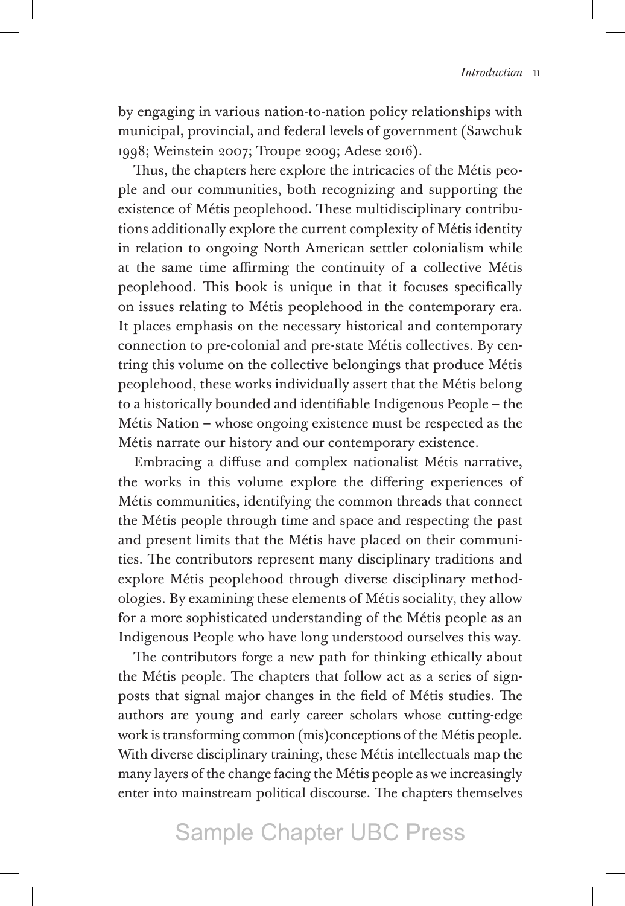by engaging in various nation-to-nation policy relationships with municipal, provincial, and federal levels of government (Sawchuk 1998; Weinstein 2007; Troupe 2009; Adese 2016).

Thus, the chapters here explore the intricacies of the Métis people and our communities, both recognizing and supporting the existence of Métis peoplehood. These multidisciplinary contributions additionally explore the current complexity of Métis identity in relation to ongoing North American settler colonialism while at the same time affirming the continuity of a collective Métis peoplehood. This book is unique in that it focuses specifically on issues relating to Métis peoplehood in the contemporary era. It places emphasis on the necessary historical and contemporary connection to pre-colonial and pre-state Métis collectives. By centring this volume on the collective belongings that produce Métis peoplehood, these works individually assert that the Métis belong to a historically bounded and identifiable Indigenous People – the Métis Nation – whose ongoing existence must be respected as the Métis narrate our history and our contemporary existence.

Embracing a diffuse and complex nationalist Métis narrative, the works in this volume explore the differing experiences of Métis communities, identifying the common threads that connect the Métis people through time and space and respecting the past and present limits that the Métis have placed on their communities. The contributors represent many disciplinary traditions and explore Métis peoplehood through diverse disciplinary methodologies. By examining these elements of Métis sociality, they allow for a more sophisticated understanding of the Métis people as an Indigenous People who have long understood ourselves this way.

The contributors forge a new path for thinking ethically about the Métis people. The chapters that follow act as a series of signposts that signal major changes in the field of Métis studies. The authors are young and early career scholars whose cutting-edge work is transforming common (mis)conceptions of the Métis people. With diverse disciplinary training, these Métis intellectuals map the many layers of the change facing the Métis people as we increasingly enter into mainstream political discourse. The chapters themselves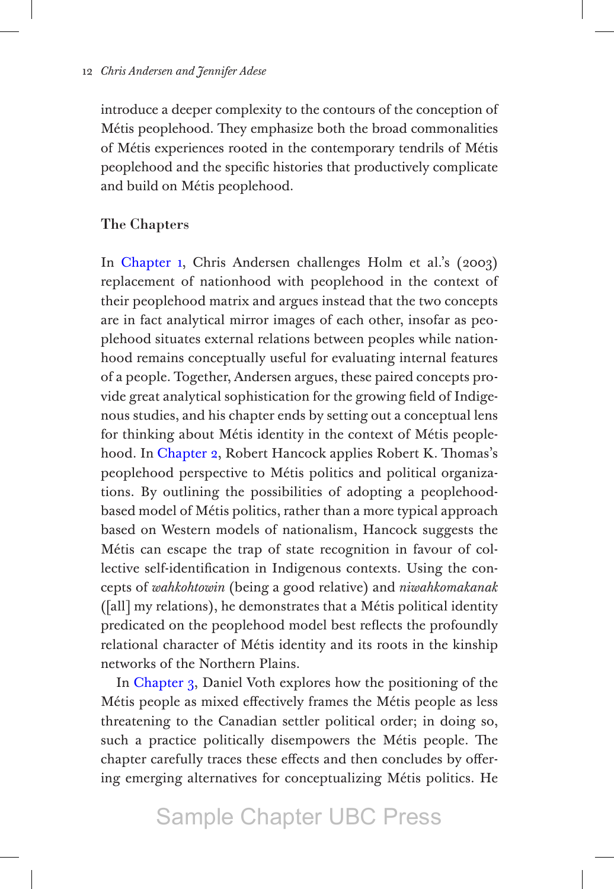introduce a deeper complexity to the contours of the conception of Métis peoplehood. They emphasize both the broad commonalities of Métis experiences rooted in the contemporary tendrils of Métis peoplehood and the specific histories that productively complicate and build on Métis peoplehood.

## The Chapters

In Chapter 1, Chris Andersen challenges Holm et al.'s (2003) replacement of nationhood with peoplehood in the context of their peoplehood matrix and argues instead that the two concepts are in fact analytical mirror images of each other, insofar as peoplehood situates external relations between peoples while nationhood remains conceptually useful for evaluating internal features of a people. Together, Andersen argues, these paired concepts provide great analytical sophistication for the growing field of Indigenous studies, and his chapter ends by setting out a conceptual lens for thinking about Métis identity in the context of Métis peoplehood. In Chapter 2, Robert Hancock applies Robert K. Thomas's peoplehood perspective to Métis politics and political organizations. By outlining the possibilities of adopting a peoplehood-based model of Métis politics, rather than a more typical approach based on Western models of nationalism, Hancock suggests the Métis can escape the trap of state recognition in favour of collective self-identification in Indigenous contexts. Using the concepts of *wahkohtowin* (being a good relative) and *niwahkomakanak* ([all] my relations), he demonstrates that a Métis political identity predicated on the peoplehood model best reflects the profoundly relational character of Métis identity and its roots in the kinship networks of the Northern Plains.

In Chapter 3, Daniel Voth explores how the positioning of the Métis people as mixed effectively frames the Métis people as less threatening to the Canadian settler political order; in doing so, such a practice politically disempowers the Métis people. The chapter carefully traces these effects and then concludes by offering emerging alternatives for conceptualizing Métis politics. He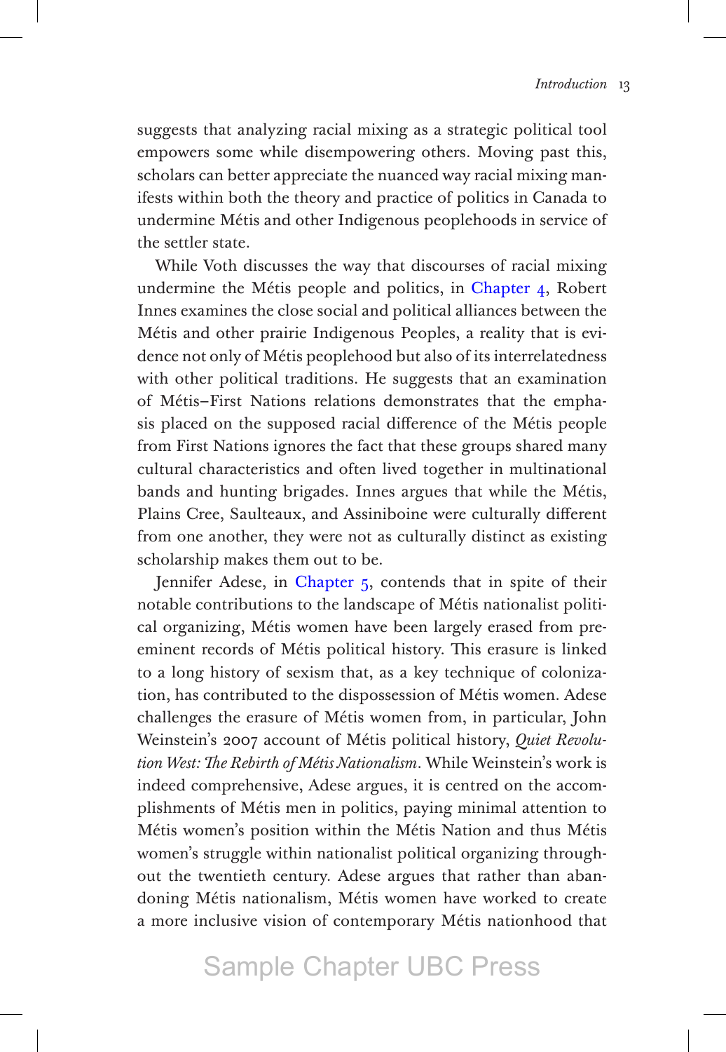suggests that analyzing racial mixing as a strategic political tool empowers some while disempowering others. Moving past this, scholars can better appreciate the nuanced way racial mixing manifests within both the theory and practice of politics in Canada to undermine Métis and other Indigenous peoplehoods in service of the settler state.

While Voth discusses the way that discourses of racial mixing undermine the Métis people and politics, in Chapter 4, Robert Innes examines the close social and political alliances between the Métis and other prairie Indigenous Peoples, a reality that is evidence not only of Métis peoplehood but also of its interrelatedness with other political traditions. He suggests that an examination of Métis–First Nations relations demonstrates that the emphasis placed on the supposed racial difference of the Métis people from First Nations ignores the fact that these groups shared many cultural characteristics and often lived together in multinational bands and hunting brigades. Innes argues that while the Métis, Plains Cree, Saulteaux, and Assiniboine were culturally different from one another, they were not as culturally distinct as existing scholarship makes them out to be.

Jennifer Adese, in Chapter 5, contends that in spite of their notable contributions to the landscape of Métis nationalist political organizing, Métis women have been largely erased from preeminent records of Métis political history. This erasure is linked to a long history of sexism that, as a key technique of colonization, has contributed to the dispossession of Métis women. Adese challenges the erasure of Métis women from, in particular, John Weinstein's 2007 account of Métis political history, *Quiet Revolution West: The Rebirth of Métis Nationalism*. While Weinstein's work is indeed comprehensive, Adese argues, it is centred on the accomplishments of Métis men in politics, paying minimal attention to Métis women's position within the Métis Nation and thus Métis women's struggle within nationalist political organizing throughout the twentieth century. Adese argues that rather than abandoning Métis nationalism, Métis women have worked to create a more inclusive vision of contemporary Métis nationhood that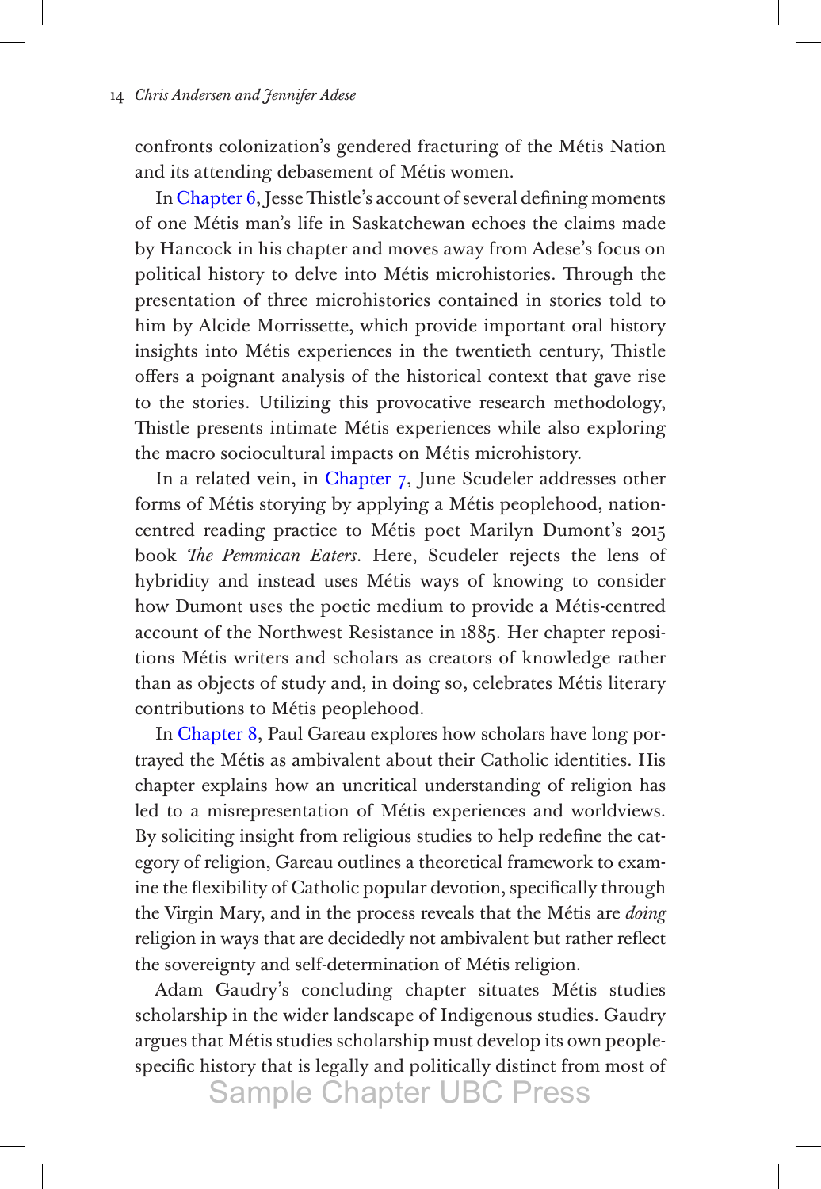confronts colonization's gendered fracturing of the Métis Nation and its attending debasement of Métis women.

In Chapter 6, Jesse Thistle's account of several defining moments of one Métis man's life in Saskatchewan echoes the claims made by Hancock in his chapter and moves away from Adese's focus on political history to delve into Métis microhistories. Through the presentation of three microhistories contained in stories told to him by Alcide Morrissette, which provide important oral history insights into Métis experiences in the twentieth century, Thistle offers a poignant analysis of the historical context that gave rise to the stories. Utilizing this provocative research methodology, Thistle presents intimate Métis experiences while also exploring the macro sociocultural impacts on Métis microhistory.

In a related vein, in Chapter 7, June Scudeler addresses other forms of Métis storying by applying a Métis peoplehood, nation-centred reading practice to Métis poet Marilyn Dumont's 2015 book *The Pemmican Eaters*. Here, Scudeler rejects the lens of hybridity and instead uses Métis ways of knowing to consider how Dumont uses the poetic medium to provide a Métis-centred account of the Northwest Resistance in 1885. Her chapter repositions Métis writers and scholars as creators of knowledge rather than as objects of study and, in doing so, celebrates Métis literary contributions to Métis peoplehood.

In Chapter 8, Paul Gareau explores how scholars have long portrayed the Métis as ambivalent about their Catholic identities. His chapter explains how an uncritical understanding of religion has led to a misrepresentation of Métis experiences and worldviews. By soliciting insight from religious studies to help redefine the category of religion, Gareau outlines a theoretical framework to examine the flexibility of Catholic popular devotion, specifically through the Virgin Mary, and in the process reveals that the Métis are *doing* religion in ways that are decidedly not ambivalent but rather reflect the sovereignty and self-determination of Métis religion.

Adam Gaudry's concluding chapter situates Métis studies scholarship in the wider landscape of Indigenous studies. Gaudry argues that Métis studies scholarship must develop its own people-specific history that is legally and politically distinct from most of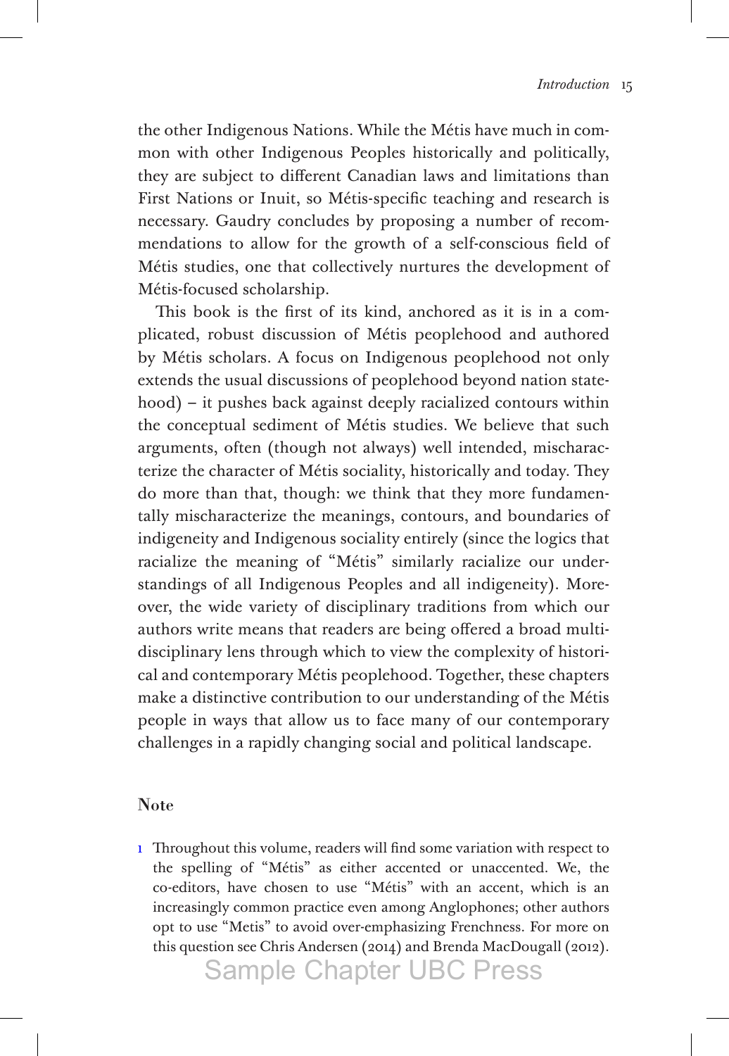the other Indigenous Nations. While the Métis have much in common with other Indigenous Peoples historically and politically, they are subject to different Canadian laws and limitations than First Nations or Inuit, so Métis-specific teaching and research is necessary. Gaudry concludes by proposing a number of recommendations to allow for the growth of a self-conscious field of Métis studies, one that collectively nurtures the development of Métis-focused scholarship.

This book is the first of its kind, anchored as it is in a complicated, robust discussion of Métis peoplehood and authored by Métis scholars. A focus on Indigenous peoplehood not only extends the usual discussions of peoplehood beyond nation statehood) – it pushes back against deeply racialized contours within the conceptual sediment of Métis studies. We believe that such arguments, often (though not always) well intended, mischaracterize the character of Métis sociality, historically and today. They do more than that, though: we think that they more fundamentally mischaracterize the meanings, contours, and boundaries of indigeneity and Indigenous sociality entirely (since the logics that racialize the meaning of "Métis" similarly racialize our understandings of all Indigenous Peoples and all indigeneity). Moreover, the wide variety of disciplinary traditions from which our authors write means that readers are being offered a broad multidisciplinary lens through which to view the complexity of historical and contemporary Métis peoplehood. Together, these chapters make a distinctive contribution to our understanding of the Métis people in ways that allow us to face many of our contemporary challenges in a rapidly changing social and political landscape.

## Note

1 Throughout this volume, readers will find some variation with respect to the spelling of "Métis" as either accented or unaccented. We, the co-editors, have chosen to use "Métis" with an accent, which is an increasingly common practice even among Anglophones; other authors opt to use "Metis" to avoid over-emphasizing Frenchness. For more on this question see Chris Andersen (2014) and Brenda MacDougall (2012).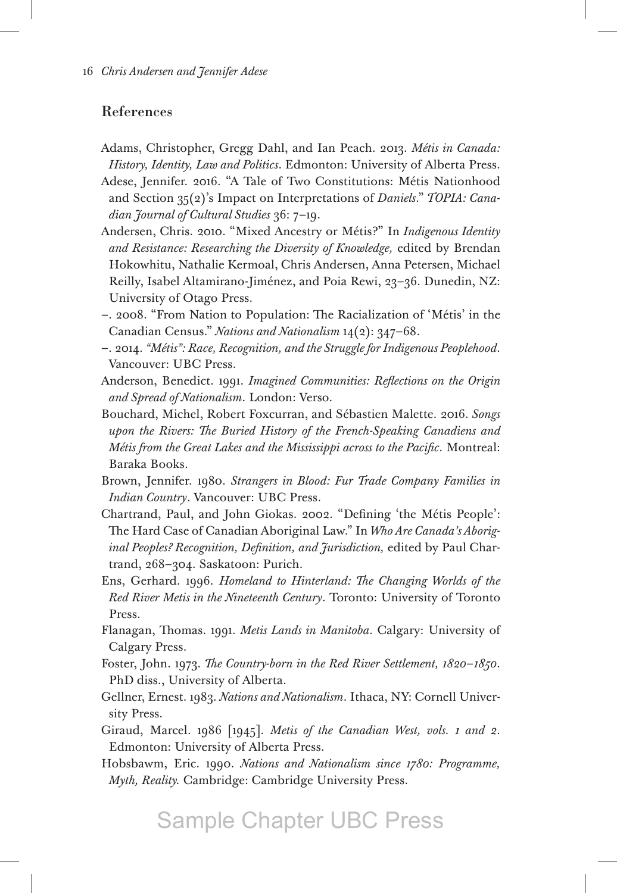## References

Adams, Christopher, Gregg Dahl, and Ian Peach. 2013. *Métis in Canada: History, Identity, Law and Politics*. Edmonton: University of Alberta Press.

Adese, Jennifer. 2016. "A Tale of Two Constitutions: Métis Nationhood and Section 35(2)'s Impact on Interpretations of *Daniels*." *TOPIA: Canadian Journal of Cultural Studies* 36: 7–19.

Andersen, Chris. 2010. "Mixed Ancestry or Métis?" In *Indigenous Identity and Resistance: Researching the Diversity of Knowledge,* edited by Brendan Hokowhitu, Nathalie Kermoal, Chris Andersen, Anna Petersen, Michael Reilly, Isabel Altamirano-Jiménez, and Poia Rewi, 23–36. Dunedin, NZ: University of Otago Press.

–. 2008. "From Nation to Population: The Racialization of 'Métis' in the Canadian Census." *Nations and Nationalism* 14(2): 347–68.

–. 2014. *"Métis": Race, Recognition, and the Struggle for Indigenous Peoplehood*. Vancouver: UBC Press.

Anderson, Benedict. 1991. *Imagined Communities: Reflections on the Origin and Spread of Nationalism*. London: Verso.

Bouchard, Michel, Robert Foxcurran, and Sébastien Malette. 2016. *Songs upon the Rivers: The Buried History of the French-Speaking Canadiens and Métis from the Great Lakes and the Mississippi across to the Pacific*. Montreal: Baraka Books.

Brown, Jennifer. 1980. *Strangers in Blood: Fur Trade Company Families in Indian Country*. Vancouver: UBC Press.

Chartrand, Paul, and John Giokas. 2002. "Defining 'the Métis People': The Hard Case of Canadian Aboriginal Law." In *Who Are Canada's Aboriginal Peoples? Recognition, Definition, and Jurisdiction,* edited by Paul Chartrand, 268–304. Saskatoon: Purich.

Ens, Gerhard. 1996. *Homeland to Hinterland: The Changing Worlds of the Red River Metis in the Nineteenth Century*. Toronto: University of Toronto Press.

Flanagan, Thomas. 1991. *Metis Lands in Manitoba*. Calgary: University of Calgary Press.

Foster, John. 1973. *The Country-born in the Red River Settlement, 1820–1850*. PhD diss., University of Alberta.

Gellner, Ernest. 1983. *Nations and Nationalism*. Ithaca, NY: Cornell University Press.

Giraud, Marcel. 1986 [1945]. *Metis of the Canadian West, vols. 1 and 2*. Edmonton: University of Alberta Press.

Hobsbawm, Eric. 1990. *Nations and Nationalism since 1780: Programme, Myth, Reality.* Cambridge: Cambridge University Press.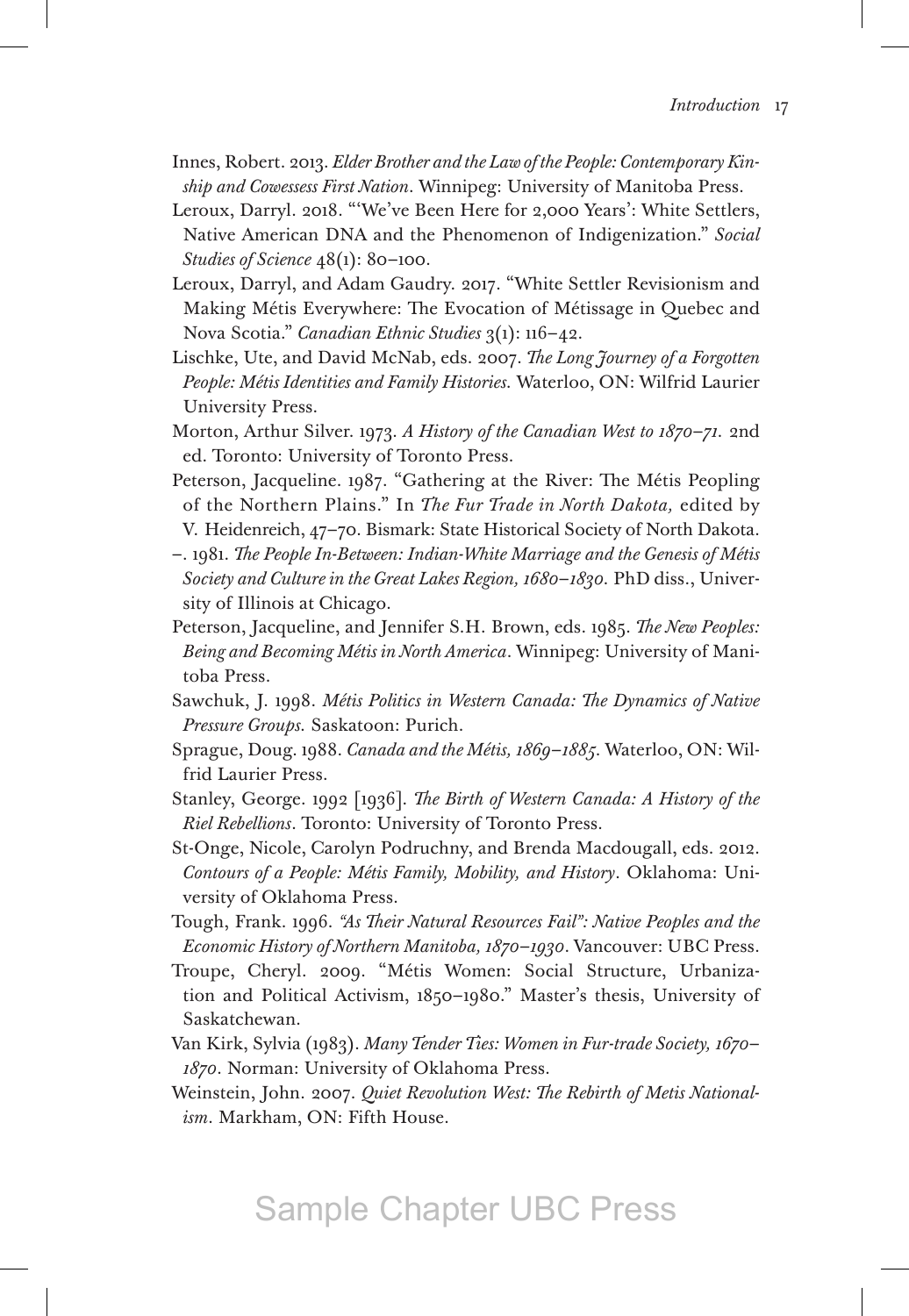Innes, Robert. 2013. *Elder Brother and the Law of the People: Contemporary Kinship and Cowessess First Nation*. Winnipeg: University of Manitoba Press.

Leroux, Darryl. 2018. "'We've Been Here for 2,000 Years': White Settlers, Native American DNA and the Phenomenon of Indigenization." *Social Studies of Science* 48(1): 80–100.

Leroux, Darryl, and Adam Gaudry. 2017. "White Settler Revisionism and Making Métis Everywhere: The Evocation of Métissage in Quebec and Nova Scotia." *Canadian Ethnic Studies* 3(1): 116–42.

Lischke, Ute, and David McNab, eds. 2007. *The Long Journey of a Forgotten People: Métis Identities and Family Histories*. Waterloo, ON: Wilfrid Laurier University Press.

Morton, Arthur Silver. 1973. *A History of the Canadian West to 1870–71.* 2nd ed. Toronto: University of Toronto Press.

Peterson, Jacqueline. 1987. "Gathering at the River: The Métis Peopling of the Northern Plains." In *The Fur Trade in North Dakota,* edited by V. Heidenreich, 47–70. Bismark: State Historical Society of North Dakota.

–. 1981. *The People In-Between: Indian-White Marriage and the Genesis of Métis Society and Culture in the Great Lakes Region, 1680–1830.* PhD diss., University of Illinois at Chicago.

Peterson, Jacqueline, and Jennifer S.H. Brown, eds. 1985. *The New Peoples: Being and Becoming Métis in North America*. Winnipeg: University of Manitoba Press.

Sawchuk, J. 1998. *Métis Politics in Western Canada: The Dynamics of Native Pressure Groups.* Saskatoon: Purich.

Sprague, Doug. 1988. *Canada and the Métis, 1869–1885*. Waterloo, ON: Wilfrid Laurier Press.

Stanley, George. 1992 [1936]. *The Birth of Western Canada: A History of the Riel Rebellions*. Toronto: University of Toronto Press.

St-Onge, Nicole, Carolyn Podruchny, and Brenda Macdougall, eds. 2012. *Contours of a People: Métis Family, Mobility, and History*. Oklahoma: University of Oklahoma Press.

Tough, Frank. 1996. *"As Their Natural Resources Fail": Native Peoples and the Economic History of Northern Manitoba, 1870–1930*. Vancouver: UBC Press.

Troupe, Cheryl. 2009. "Métis Women: Social Structure, Urbanization and Political Activism, 1850–1980." Master's thesis, University of Saskatchewan.

Van Kirk, Sylvia (1983). *Many Tender Ties: Women in Fur-trade Society, 1670–1870*. Norman: University of Oklahoma Press.

Weinstein, John. 2007. *Quiet Revolution West: The Rebirth of Metis Nationalism*. Markham, ON: Fifth House.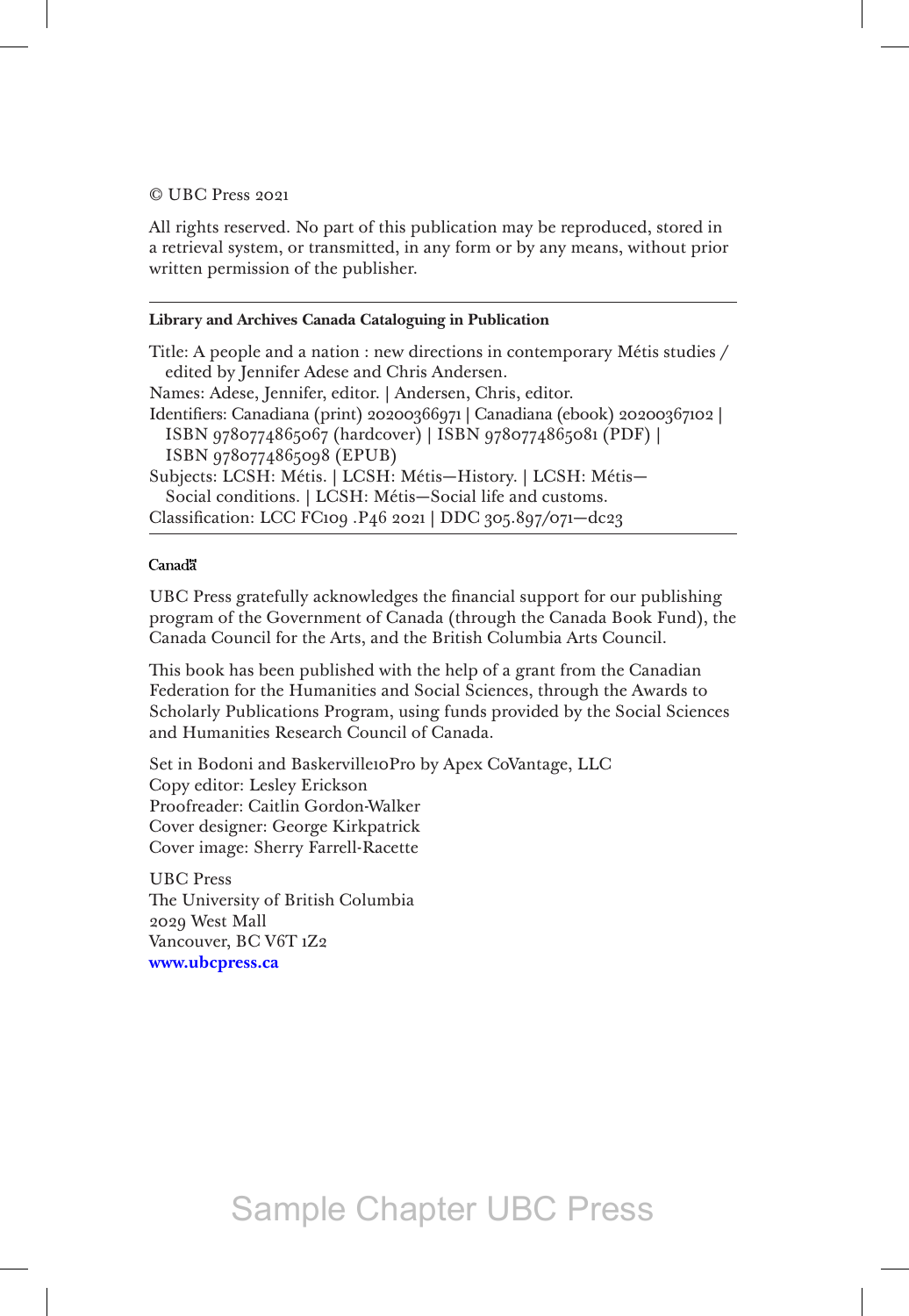© UBC Press 2021

All rights reserved. No part of this publication may be reproduced, stored in a retrieval system, or transmitted, in any form or by any means, without prior written permission of the publisher.

**Library and Archives Canada Cataloguing in Publication**

Title: A people and a nation : new directions in contemporary Métis studies / edited by Jennifer Adese and Chris Andersen.
Names: Adese, Jennifer, editor. | Andersen, Chris, editor.
Identifiers: Canadiana (print) 20200366971 | Canadiana (ebook) 20200367102 | ISBN 9780774865067 (hardcover) | ISBN 9780774865081 (PDF) | ISBN 9780774865098 (EPUB)
Subjects: LCSH: Métis. | LCSH: Métis—History. | LCSH: Métis—Social conditions. | LCSH: Métis—Social life and customs.
Classification: LCC FC109 .P46 2021 | DDC 305.897/071—dc23

Canadä

UBC Press gratefully acknowledges the financial support for our publishing program of the Government of Canada (through the Canada Book Fund), the Canada Council for the Arts, and the British Columbia Arts Council.

This book has been published with the help of a grant from the Canadian Federation for the Humanities and Social Sciences, through the Awards to Scholarly Publications Program, using funds provided by the Social Sciences and Humanities Research Council of Canada.

Set in Bodoni and Baskerville10Pro by Apex CoVantage, LLC
Copy editor: Lesley Erickson
Proofreader: Caitlin Gordon-Walker
Cover designer: George Kirkpatrick
Cover image: Sherry Farrell-Racette

UBC Press
The University of British Columbia
2029 West Mall
Vancouver, BC V6T 1Z2
www.ubcpress.ca

Sample Chapter UBC Press